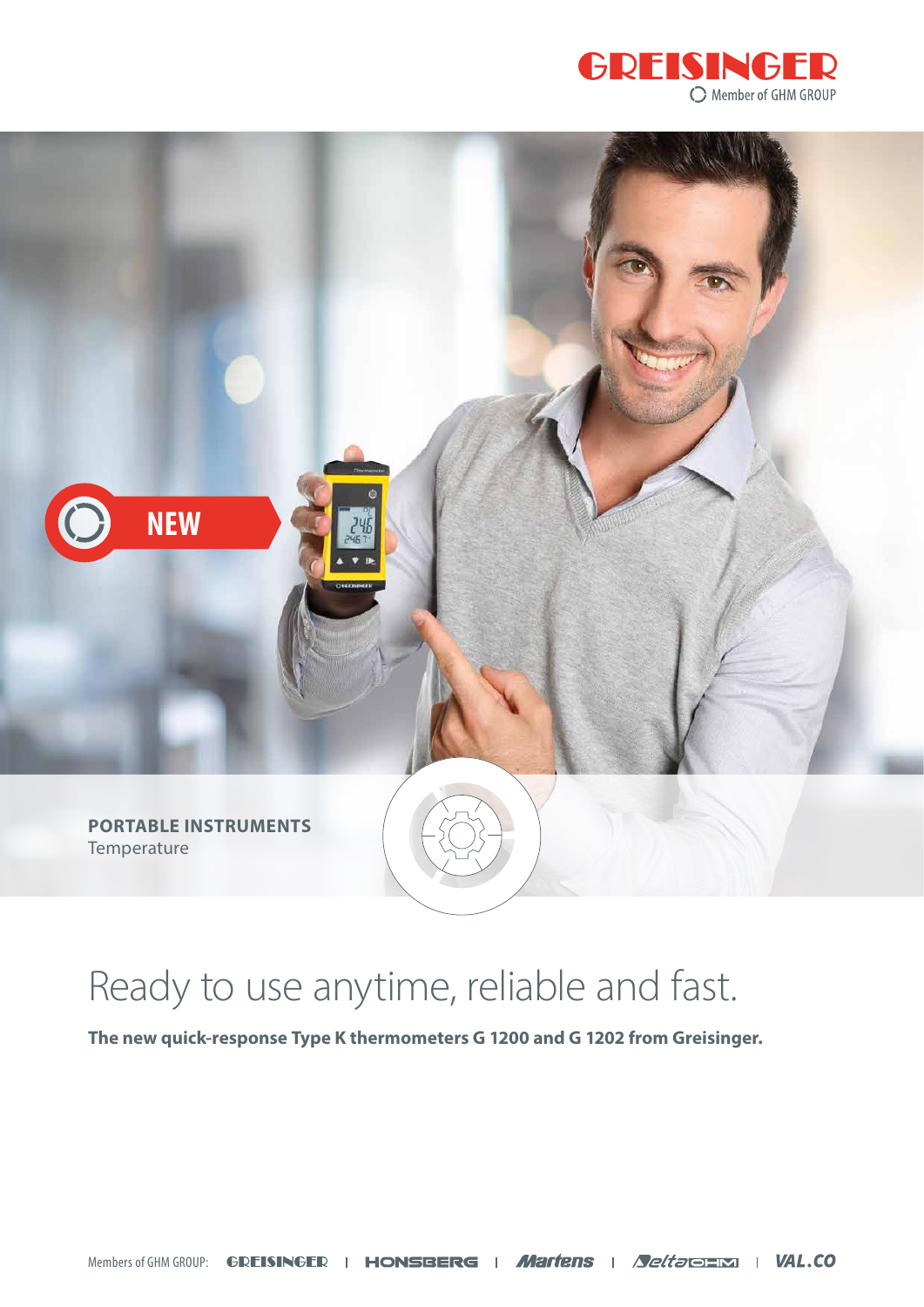GREISINGER
Member of GHM GROUP

NEW

**PORTABLE INSTRUMENTS**
Temperature

# Ready to use anytime, reliable and fast.

**The new quick-response Type K thermometers G 1200 and G 1202 from Greisinger.**

Members of GHM GROUP: GREISINGER | HONSBERG | Martens | DeltaOHM | VAL.CO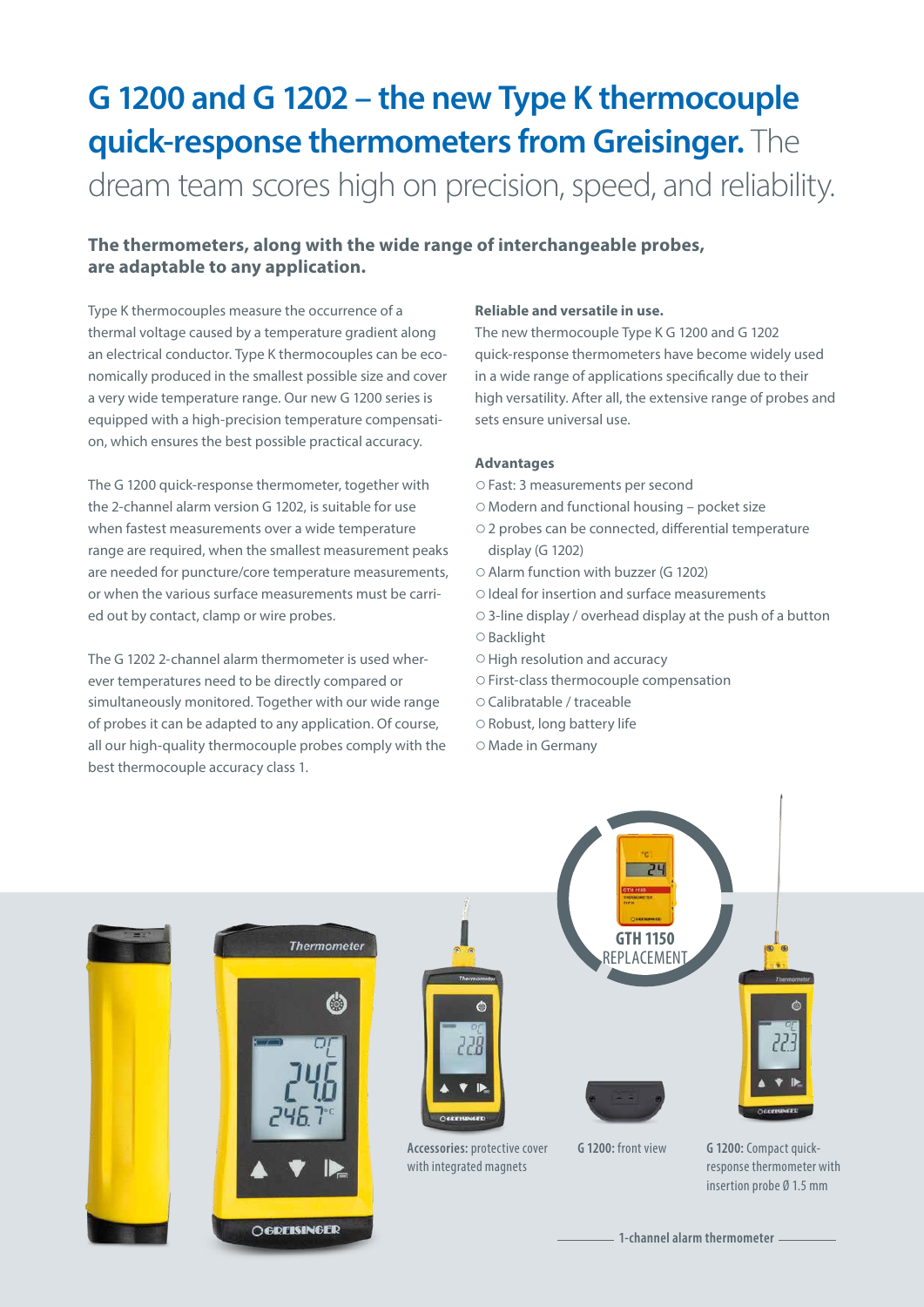# G 1200 and G 1202 – the new Type K thermocouple quick-response thermometers from Greisinger. The dream team scores high on precision, speed, and reliability.

**The thermometers, along with the wide range of interchangeable probes, are adaptable to any application.**

Type K thermocouples measure the occurrence of a thermal voltage caused by a temperature gradient along an electrical conductor. Type K thermocouples can be economically produced in the smallest possible size and cover a very wide temperature range. Our new G 1200 series is equipped with a high-precision temperature compensation, which ensures the best possible practical accuracy.

The G 1200 quick-response thermometer, together with the 2-channel alarm version G 1202, is suitable for use when fastest measurements over a wide temperature range are required, when the smallest measurement peaks are needed for puncture/core temperature measurements, or when the various surface measurements must be carried out by contact, clamp or wire probes.

The G 1202 2-channel alarm thermometer is used wherever temperatures need to be directly compared or simultaneously monitored. Together with our wide range of probes it can be adapted to any application. Of course, all our high-quality thermocouple probes comply with the best thermocouple accuracy class 1.

**Reliable and versatile in use.**

The new thermocouple Type K G 1200 and G 1202 quick-response thermometers have become widely used in a wide range of applications specifically due to their high versatility. After all, the extensive range of probes and sets ensure universal use.

**Advantages**

- Fast: 3 measurements per second
- Modern and functional housing – pocket size
- 2 probes can be connected, differential temperature display (G 1202)
- Alarm function with buzzer (G 1202)
- Ideal for insertion and surface measurements
- 3-line display / overhead display at the push of a button
- Backlight
- High resolution and accuracy
- First-class thermocouple compensation
- Calibratable / traceable
- Robust, long battery life
- Made in Germany

GTH 1150 REPLACEMENT

**Accessories:** protective cover with integrated magnets

**G 1200:** front view

**G 1200:** Compact quick-response thermometer with insertion probe Ø 1.5 mm

1-channel alarm thermometer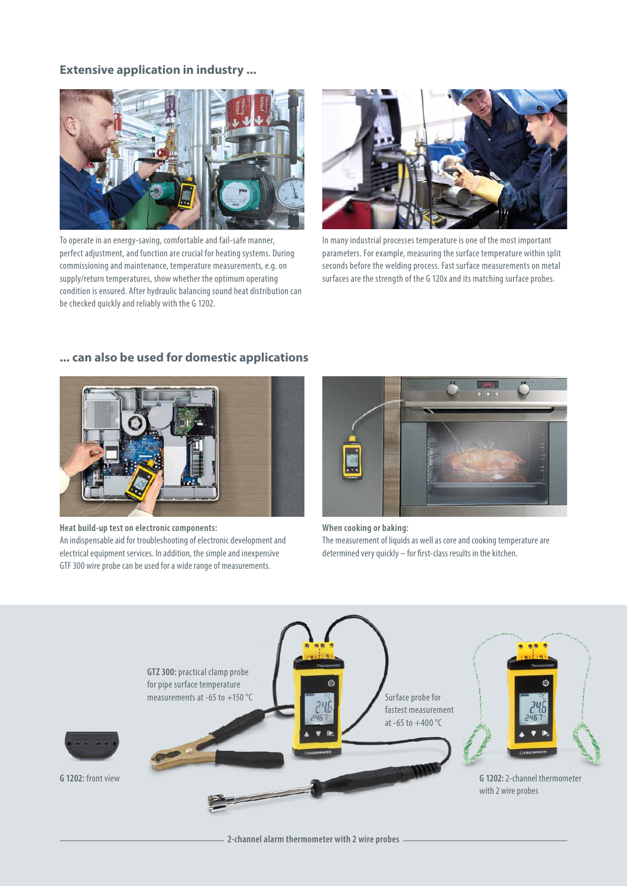## Extensive application in industry ...

To operate in an energy-saving, comfortable and fail-safe manner, perfect adjustment, and function are crucial for heating systems. During commissioning and maintenance, temperature measurements, e.g. on supply/return temperatures, show whether the optimum operating condition is ensured. After hydraulic balancing sound heat distribution can be checked quickly and reliably with the G 1202.

In many industrial processes temperature is one of the most important parameters. For example, measuring the surface temperature within split seconds before the welding process. Fast surface measurements on metal surfaces are the strength of the G 120x and its matching surface probes.

## ... can also be used for domestic applications

**Heat build-up test on electronic components:**
An indispensable aid for troubleshooting of electronic development and electrical equipment services. In addition, the simple and inexpensive GTF 300 wire probe can be used for a wide range of measurements.

**When cooking or baking:**
The measurement of liquids as well as core and cooking temperature are determined very quickly – for first-class results in the kitchen.

**GTZ 300:** practical clamp probe for pipe surface temperature measurements at -65 to +150 °C

Surface probe for fastest measurement at -65 to +400 °C

**G 1202:** front view

**G 1202:** 2-channel thermometer with 2 wire probes

2-channel alarm thermometer with 2 wire probes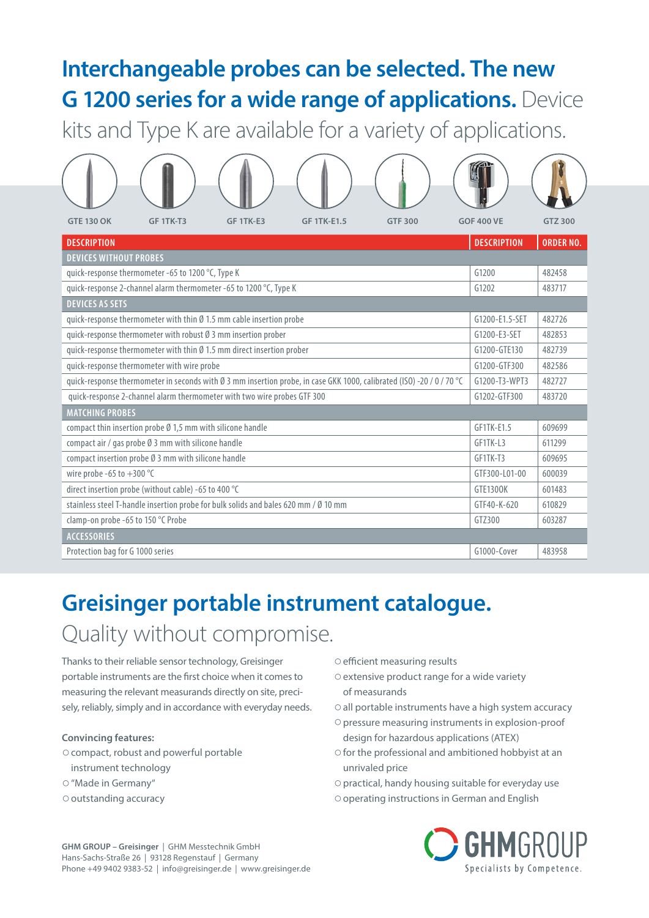# Interchangeable probes can be selected. The new G 1200 series for a wide range of applications.

Device kits and Type K are available for a variety of applications.

GTE 130 OK | GF 1TK-T3 | GF 1TK-E3 | GF 1TK-E1.5 | GTF 300 | GOF 400 VE | GTZ 300

| DESCRIPTION | DESCRIPTION | ORDER NO. |
|---|---|---|
| **DEVICES WITHOUT PROBES** | | |
| quick-response thermometer -65 to 1200 °C, Type K | G1200 | 482458 |
| quick-response 2-channel alarm thermometer -65 to 1200 °C, Type K | G1202 | 483717 |
| **DEVICES AS SETS** | | |
| quick-response thermometer with thin Ø 1.5 mm cable insertion probe | G1200-E1.5-SET | 482726 |
| quick-response thermometer with robust Ø 3 mm insertion prober | G1200-E3-SET | 482853 |
| quick-response thermometer with thin Ø 1.5 mm direct insertion prober | G1200-GTE130 | 482739 |
| quick-response thermometer with wire probe | G1200-GTF300 | 482586 |
| quick-response thermometer in seconds with Ø 3 mm insertion probe, in case GKK 1000, calibrated (ISO) -20 / 0 / 70 °C | G1200-T3-WPT3 | 482727 |
| quick-response 2-channel alarm thermometer with two wire probes GTF 300 | G1202-GTF300 | 483720 |
| **MATCHING PROBES** | | |
| compact thin insertion probe Ø 1,5 mm with silicone handle | GF1TK-E1.5 | 609699 |
| compact air / gas probe Ø 3 mm with silicone handle | GF1TK-L3 | 611299 |
| compact insertion probe Ø 3 mm with silicone handle | GF1TK-T3 | 609695 |
| wire probe -65 to +300 °C | GTF300-L01-00 | 600039 |
| direct insertion probe (without cable) -65 to 400 °C | GTE130OK | 601483 |
| stainless steel T-handle insertion probe for bulk solids and bales 620 mm / Ø 10 mm | GTF40-K-620 | 610829 |
| clamp-on probe -65 to 150 °C Probe | GTZ300 | 603287 |
| **ACCESSORIES** | | |
| Protection bag for G 1000 series | G1000-Cover | 483958 |

# Greisinger portable instrument catalogue.

## Quality without compromise.

Thanks to their reliable sensor technology, Greisinger portable instruments are the first choice when it comes to measuring the relevant measurands directly on site, precisely, reliably, simply and in accordance with everyday needs.

**Convincing features:**

- compact, robust and powerful portable instrument technology
- "Made in Germany"
- outstanding accuracy
- efficient measuring results
- extensive product range for a wide variety of measurands
- all portable instruments have a high system accuracy
- pressure measuring instruments in explosion-proof design for hazardous applications (ATEX)
- for the professional and ambitioned hobbyist at an unrivaled price
- practical, handy housing suitable for everyday use
- operating instructions in German and English

**GHM GROUP – Greisinger** | GHM Messtechnik GmbH
Hans-Sachs-Straße 26 | 93128 Regenstauf | Germany
Phone +49 9402 9383-52 | info@greisinger.de | www.greisinger.de

GHMGROUP
Specialists by Competence.